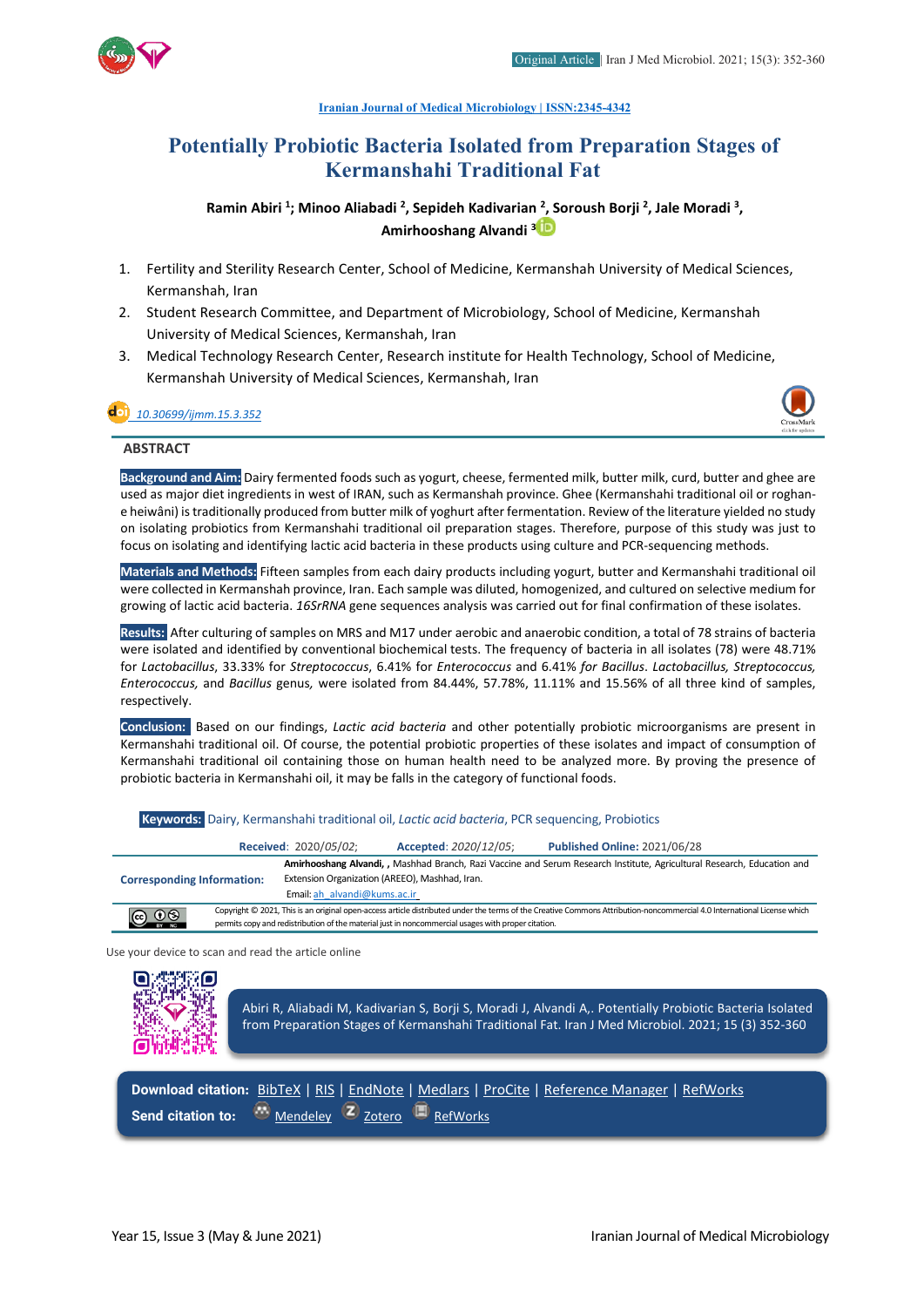Iranian Journal of Medical Microbiology | ISSN:2345-4342

# Potentially Probiotic Bacteria Isolated from Preparation Stages of Kermanshahi Traditional Fat

**Ramin Abiri [1]; Minoo Aliabadi [2], Sepideh Kadivarian [2], Soroush Borji [2], Jale Moradi [3], Amirhooshang Alvandi [3]**

1. Fertility and Sterility Research Center, School of Medicine, Kermanshah University of Medical Sciences, Kermanshah, Iran
2. Student Research Committee, and Department of Microbiology, School of Medicine, Kermanshah University of Medical Sciences, Kermanshah, Iran
3. Medical Technology Research Center, Research institute for Health Technology, School of Medicine, Kermanshah University of Medical Sciences, Kermanshah, Iran

10.30699/ijmm.15.3.352

## ABSTRACT

**Background and Aim:** Dairy fermented foods such as yogurt, cheese, fermented milk, butter milk, curd, butter and ghee are used as major diet ingredients in west of IRAN, such as Kermanshah province. Ghee (Kermanshahi traditional oil or roghan-e heiwâni) is traditionally produced from butter milk of yoghurt after fermentation. Review of the literature yielded no study on isolating probiotics from Kermanshahi traditional oil preparation stages. Therefore, purpose of this study was just to focus on isolating and identifying lactic acid bacteria in these products using culture and PCR-sequencing methods.

**Materials and Methods:** Fifteen samples from each dairy products including yogurt, butter and Kermanshahi traditional oil were collected in Kermanshah province, Iran. Each sample was diluted, homogenized, and cultured on selective medium for growing of lactic acid bacteria. *16SrRNA* gene sequences analysis was carried out for final confirmation of these isolates.

**Results:** After culturing of samples on MRS and M17 under aerobic and anaerobic condition, a total of 78 strains of bacteria were isolated and identified by conventional biochemical tests. The frequency of bacteria in all isolates (78) were 48.71% for *Lactobacillus*, 33.33% for *Streptococcus*, 6.41% for *Enterococcus* and 6.41% *for Bacillus*. *Lactobacillus, Streptococcus, Enterococcus,* and *Bacillus* genus, were isolated from 84.44%, 57.78%, 11.11% and 15.56% of all three kind of samples, respectively.

**Conclusion:** Based on our findings, *Lactic acid bacteria* and other potentially probiotic microorganisms are present in Kermanshahi traditional oil. Of course, the potential probiotic properties of these isolates and impact of consumption of Kermanshahi traditional oil containing those on human health need to be analyzed more. By proving the presence of probiotic bacteria in Kermanshahi oil, it may be falls in the category of functional foods.

**Keywords:** Dairy, Kermanshahi traditional oil, *Lactic acid bacteria*, PCR sequencing, Probiotics

**Received**: 2020/05/02; **Accepted**: *2020/12/05*; **Published Online:** 2021/06/28

**Corresponding Information:** **Amirhooshang Alvandi, ,** Mashhad Branch, Razi Vaccine and Serum Research Institute, Agricultural Research, Education and Extension Organization (AREEO), Mashhad, Iran.
Email: ah_alvandi@kums.ac.ir

Copyright © 2021, This is an original open-access article distributed under the terms of the Creative Commons Attribution-noncommercial 4.0 International License which permits copy and redistribution of the material just in noncommercial usages with proper citation.

Use your device to scan and read the article online

Abiri R, Aliabadi M, Kadivarian S, Borji S, Moradi J, Alvandi A,. Potentially Probiotic Bacteria Isolated from Preparation Stages of Kermanshahi Traditional Fat. Iran J Med Microbiol. 2021; 15 (3) 352-360

**Download citation:** BibTeX | RIS | EndNote | Medlars | ProCite | Reference Manager | RefWorks
**Send citation to:** Mendeley | Zotero | RefWorks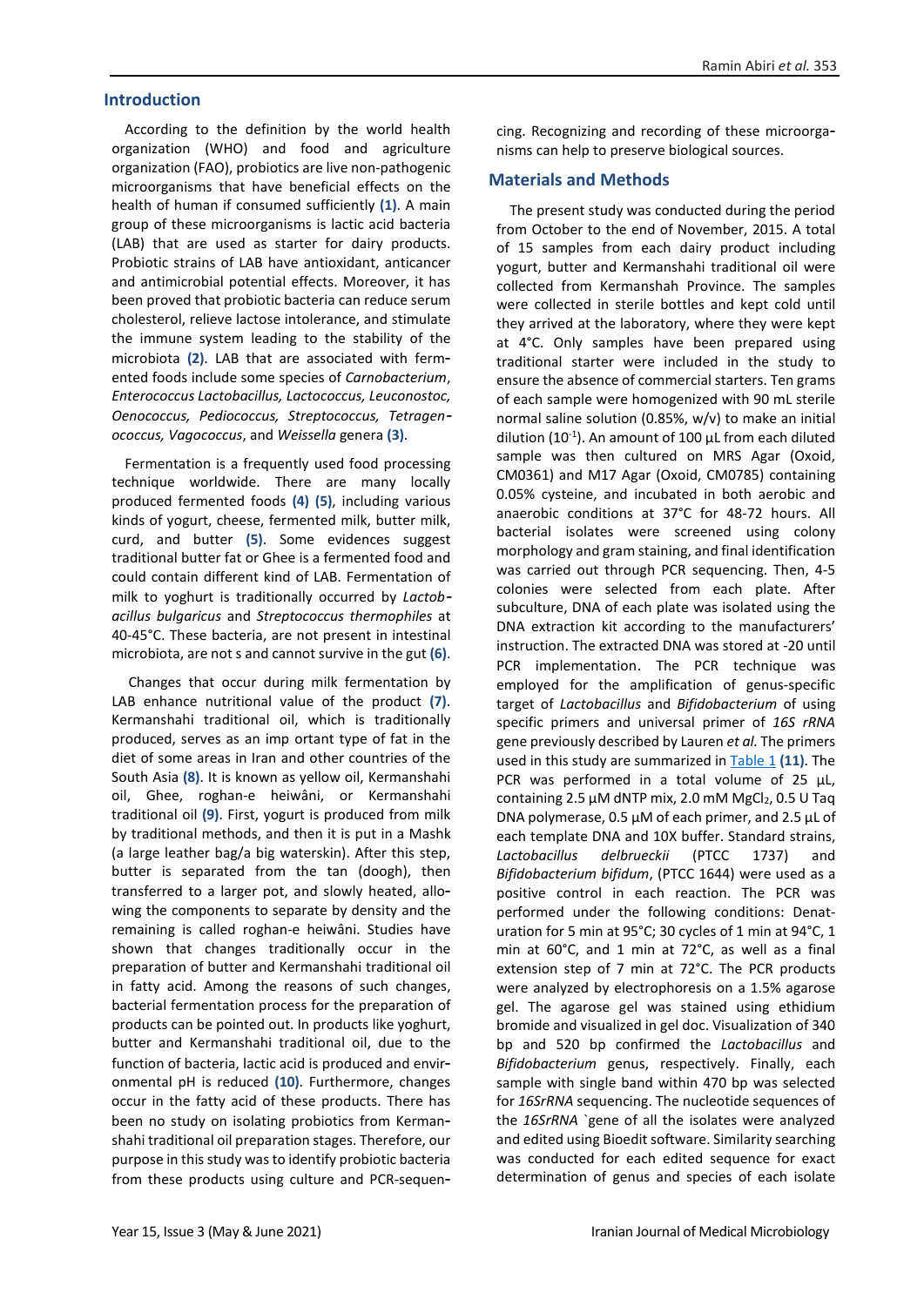## Introduction

According to the definition by the world health organization (WHO) and food and agriculture organization (FAO), probiotics are live non-pathogenic microorganisms that have beneficial effects on the health of human if consumed sufficiently **(1)**. A main group of these microorganisms is lactic acid bacteria (LAB) that are used as starter for dairy products. Probiotic strains of LAB have antioxidant, anticancer and antimicrobial potential effects. Moreover, it has been proved that probiotic bacteria can reduce serum cholesterol, relieve lactose intolerance, and stimulate the immune system leading to the stability of the microbiota **(2)**. LAB that are associated with fermented foods include some species of *Carnobacterium*, *Enterococcus Lactobacillus, Lactococcus, Leuconostoc, Oenococcus, Pediococcus, Streptococcus, Tetragenococcus, Vagococcus*, and *Weissella* genera **(3)**.

Fermentation is a frequently used food processing technique worldwide. There are many locally produced fermented foods **(4) (5)**, including various kinds of yogurt, cheese, fermented milk, butter milk, curd, and butter **(5)**. Some evidences suggest traditional butter fat or Ghee is a fermented food and could contain different kind of LAB. Fermentation of milk to yoghurt is traditionally occurred by *Lactobacillus bulgaricus* and *Streptococcus thermophiles* at 40-45°C. These bacteria, are not present in intestinal microbiota, are not s and cannot survive in the gut **(6)**.

Changes that occur during milk fermentation by LAB enhance nutritional value of the product **(7)**. Kermanshahi traditional oil, which is traditionally produced, serves as an imp ortant type of fat in the diet of some areas in Iran and other countries of the South Asia **(8)**. It is known as yellow oil, Kermanshahi oil, Ghee, roghan-e heiwâni, or Kermanshahi traditional oil **(9)**. First, yogurt is produced from milk by traditional methods, and then it is put in a Mashk (a large leather bag/a big waterskin). After this step, butter is separated from the tan (doogh), then transferred to a larger pot, and slowly heated, allowing the components to separate by density and the remaining is called roghan-e heiwâni. Studies have shown that changes traditionally occur in the preparation of butter and Kermanshahi traditional oil in fatty acid. Among the reasons of such changes, bacterial fermentation process for the preparation of products can be pointed out. In products like yoghurt, butter and Kermanshahi traditional oil, due to the function of bacteria, lactic acid is produced and environmental pH is reduced **(10)**. Furthermore, changes occur in the fatty acid of these products. There has been no study on isolating probiotics from Kermanshahi traditional oil preparation stages. Therefore, our purpose in this study was to identify probiotic bacteria from these products using culture and PCR-sequencing. Recognizing and recording of these microorganisms can help to preserve biological sources.

## Materials and Methods

The present study was conducted during the period from October to the end of November, 2015. A total of 15 samples from each dairy product including yogurt, butter and Kermanshahi traditional oil were collected from Kermanshah Province. The samples were collected in sterile bottles and kept cold until they arrived at the laboratory, where they were kept at 4°C. Only samples have been prepared using traditional starter were included in the study to ensure the absence of commercial starters. Ten grams of each sample were homogenized with 90 mL sterile normal saline solution (0.85%, w/v) to make an initial dilution ($10^{-1}$). An amount of 100 µL from each diluted sample was then cultured on MRS Agar (Oxoid, CM0361) and M17 Agar (Oxoid, CM0785) containing 0.05% cysteine, and incubated in both aerobic and anaerobic conditions at 37°C for 48-72 hours. All bacterial isolates were screened using colony morphology and gram staining, and final identification was carried out through PCR sequencing. Then, 4-5 colonies were selected from each plate. After subculture, DNA of each plate was isolated using the DNA extraction kit according to the manufacturers' instruction. The extracted DNA was stored at -20 until PCR implementation. The PCR technique was employed for the amplification of genus-specific target of *Lactobacillus* and *Bifidobacterium* of using specific primers and universal primer of *16S rRNA* gene previously described by Lauren *et al.* The primers used in this study are summarized in Table 1 **(11)**. The PCR was performed in a total volume of 25 µL, containing 2.5 µM dNTP mix, 2.0 mM $MgCl_2$, 0.5 U Taq DNA polymerase, 0.5 µM of each primer, and 2.5 µL of each template DNA and 10X buffer. Standard strains, *Lactobacillus delbrueckii* (PTCC 1737) and *Bifidobacterium bifidum*, (PTCC 1644) were used as a positive control in each reaction. The PCR was performed under the following conditions: Denaturation for 5 min at 95°C; 30 cycles of 1 min at 94°C, 1 min at 60°C, and 1 min at 72°C, as well as a final extension step of 7 min at 72°C. The PCR products were analyzed by electrophoresis on a 1.5% agarose gel. The agarose gel was stained using ethidium bromide and visualized in gel doc. Visualization of 340 bp and 520 bp confirmed the *Lactobacillus* and *Bifidobacterium* genus, respectively. Finally, each sample with single band within 470 bp was selected for *16SrRNA* sequencing. The nucleotide sequences of the *16SrRNA* `gene of all the isolates were analyzed and edited using Bioedit software. Similarity searching was conducted for each edited sequence for exact determination of genus and species of each isolate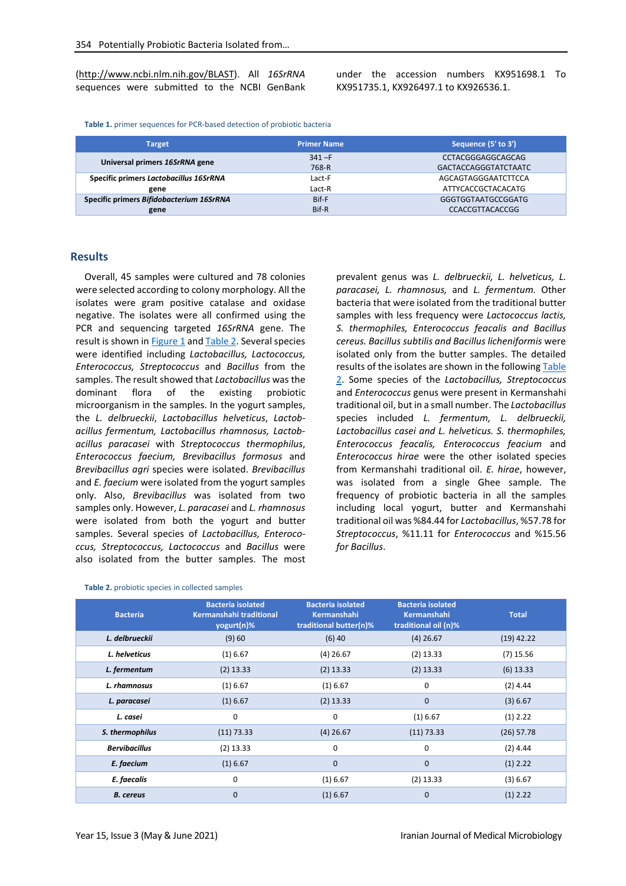(http://www.ncbi.nlm.nih.gov/BLAST). All *16SrRNA* sequences were submitted to the NCBI GenBank under the accession numbers KX951698.1 To KX951735.1, KX926497.1 to KX926536.1.

**Table 1.** primer sequences for PCR-based detection of probiotic bacteria

| Target | Primer Name | Sequence (5' to 3') |
|---|---|---|
| **Universal primers *16SrRNA* gene** | 341 –F<br>768-R | CCTACGGGAGGCAGCAG<br>GACTACCAGGGTATCTAATC |
| **Specific primers *Lactobacillus 16SrRNA* gene** | Lact-F<br>Lact-R | AGCAGTAGGGAATCTTCCA<br>ATTYCACCGCTACACATG |
| **Specific primers *Bifidobacterium 16SrRNA* gene** | Bif-F<br>Bif-R | GGGTGGTAATGCCGGATG<br>CCACCGTTACACCGG |

## Results

Overall, 45 samples were cultured and 78 colonies were selected according to colony morphology. All the isolates were gram positive catalase and oxidase negative. The isolates were all confirmed using the PCR and sequencing targeted *16SrRNA* gene. The result is shown in Figure 1 and Table 2. Several species were identified including *Lactobacillus, Lactococcus, Enterococcus, Streptococcus* and *Bacillus* from the samples. The result showed that *Lactobacillus* was the dominant flora of the existing probiotic microorganism in the samples. In the yogurt samples, the *L. delbrueckii*, *Lactobacillus helveticus*, *Lactobacillus fermentum, Lactobacillus rhamnosus, Lactobacillus paracasei* with *Streptococcus thermophilus*, *Enterococcus faecium, Brevibacillus formosus* and *Brevibacillus agri* species were isolated. *Brevibacillus* and *E. faecium* were isolated from the yogurt samples only. Also, *Brevibacillus* was isolated from two samples only. However, *L. paracasei* and *L. rhamnosus* were isolated from both the yogurt and butter samples. Several species of *Lactobacillus, Enterococcus, Streptococcus, Lactococcus* and *Bacillus* were also isolated from the butter samples. The most prevalent genus was *L. delbrueckii, L. helveticus, L. paracasei, L. rhamnosus,* and *L. fermentum.* Other bacteria that were isolated from the traditional butter samples with less frequency were *Lactococcus lactis, S. thermophiles, Enterococcus feacalis and Bacillus cereus. Bacillus subtilis and Bacillus licheniformis* were isolated only from the butter samples. The detailed results of the isolates are shown in the following Table 2. Some species of the *Lactobacillus, Streptococcus* and *Enterococcus* genus were present in Kermanshahi traditional oil, but in a small number. The *Lactobacillus* species included *L. fermentum, L. delbrueckii, Lactobacillus casei and L. helveticus. S. thermophiles, Enterococcus feacalis, Enterococcus feacium* and *Enterococcus hirae* were the other isolated species from Kermanshahi traditional oil. *E. hirae*, however, was isolated from a single Ghee sample. The frequency of probiotic bacteria in all the samples including local yogurt, butter and Kermanshahi traditional oil was %84.44 for *Lactobacillus*, %57.78 for *Streptococcus*, %11.11 for *Enterococcus* and %15.56 *for Bacillus*.

**Table 2.** probiotic species in collected samples

| Bacteria | Bacteria isolated Kermanshahi traditional yogurt(n)% | Bacteria isolated Kermanshahi traditional butter(n)% | Bacteria isolated Kermanshahi traditional oil (n)% | Total |
|---|---|---|---|---|
| ***L. delbrueckii*** | (9) 60 | (6) 40 | (4) 26.67 | (19) 42.22 |
| ***L. helveticus*** | (1) 6.67 | (4) 26.67 | (2) 13.33 | (7) 15.56 |
| ***L. fermentum*** | (2) 13.33 | (2) 13.33 | (2) 13.33 | (6) 13.33 |
| ***L. rhamnosus*** | (1) 6.67 | (1) 6.67 | 0 | (2) 4.44 |
| ***L. paracasei*** | (1) 6.67 | (2) 13.33 | 0 | (3) 6.67 |
| ***L. casei*** | 0 | 0 | (1) 6.67 | (1) 2.22 |
| ***S. thermophilus*** | (11) 73.33 | (4) 26.67 | (11) 73.33 | (26) 57.78 |
| ***Bervibacillus*** | (2) 13.33 | 0 | 0 | (2) 4.44 |
| ***E. faecium*** | (1) 6.67 | 0 | 0 | (1) 2.22 |
| ***E. faecalis*** | 0 | (1) 6.67 | (2) 13.33 | (3) 6.67 |
| ***B. cereus*** | 0 | (1) 6.67 | 0 | (1) 2.22 |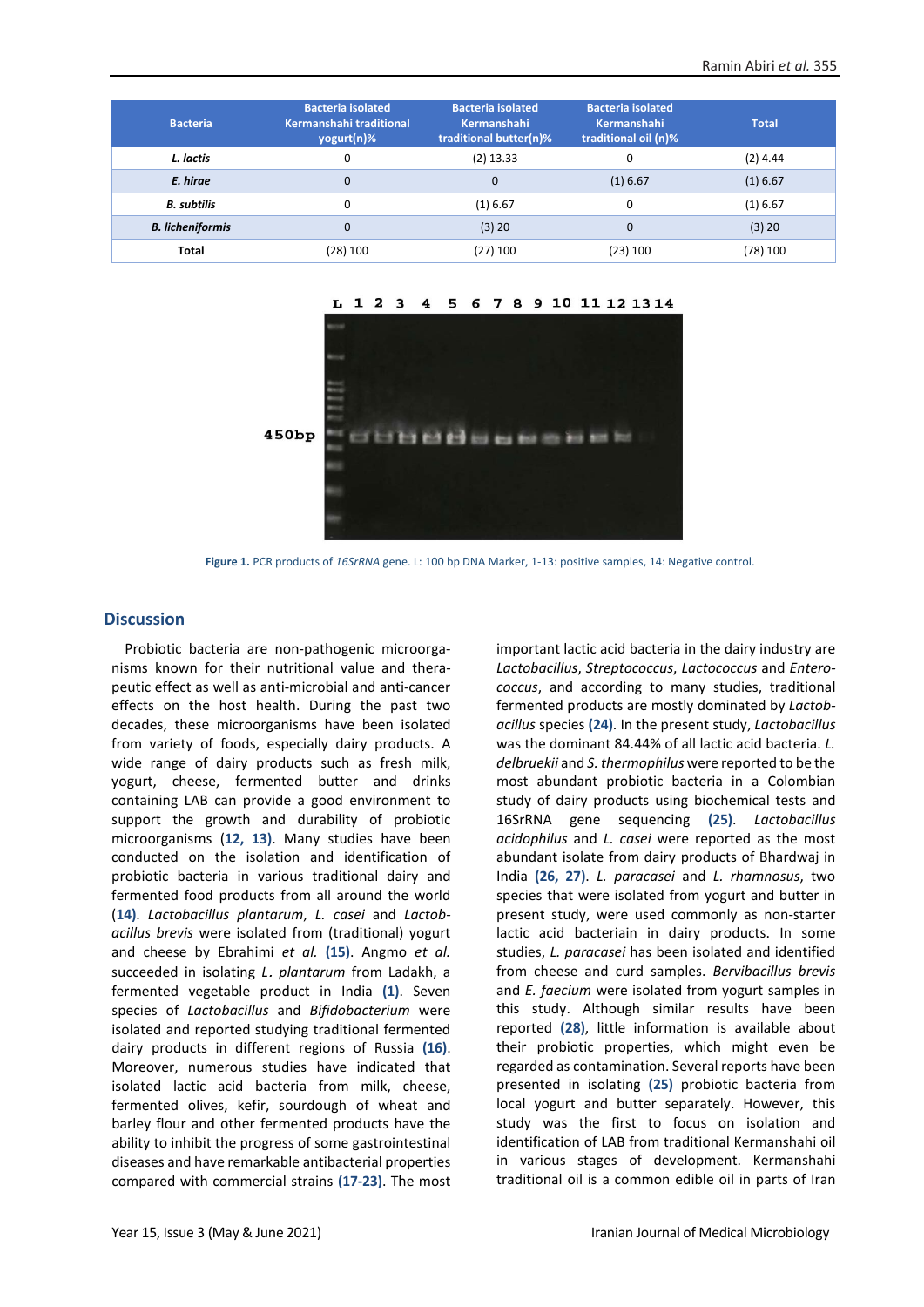| Bacteria | Bacteria isolated Kermanshahi traditional yogurt(n)% | Bacteria isolated Kermanshahi traditional butter(n)% | Bacteria isolated Kermanshahi traditional oil (n)% | Total |
|---|---|---|---|---|
| *L. lactis* | 0 | (2) 13.33 | 0 | (2) 4.44 |
| *E. hirae* | 0 | 0 | (1) 6.67 | (1) 6.67 |
| *B. subtilis* | 0 | (1) 6.67 | 0 | (1) 6.67 |
| *B. licheniformis* | 0 | (3) 20 | 0 | (3) 20 |
| Total | (28) 100 | (27) 100 | (23) 100 | (78) 100 |

**Figure 1.** PCR products of *16SrRNA* gene. L: 100 bp DNA Marker, 1-13: positive samples, 14: Negative control.

## Discussion

Probiotic bacteria are non-pathogenic microorganisms known for their nutritional value and therapeutic effect as well as anti-microbial and anti-cancer effects on the host health. During the past two decades, these microorganisms have been isolated from variety of foods, especially dairy products. A wide range of dairy products such as fresh milk, yogurt, cheese, fermented butter and drinks containing LAB can provide a good environment to support the growth and durability of probiotic microorganisms **(12, 13)**. Many studies have been conducted on the isolation and identification of probiotic bacteria in various traditional dairy and fermented food products from all around the world **(14)**. *Lactobacillus plantarum*, *L. casei* and *Lactobacillus brevis* were isolated from (traditional) yogurt and cheese by Ebrahimi *et al.* **(15)**. Angmo *et al.* succeeded in isolating *L. plantarum* from Ladakh, a fermented vegetable product in India **(1)**. Seven species of *Lactobacillus* and *Bifidobacterium* were isolated and reported studying traditional fermented dairy products in different regions of Russia **(16)**. Moreover, numerous studies have indicated that isolated lactic acid bacteria from milk, cheese, fermented olives, kefir, sourdough of wheat and barley flour and other fermented products have the ability to inhibit the progress of some gastrointestinal diseases and have remarkable antibacterial properties compared with commercial strains **(17-23)**. The most important lactic acid bacteria in the dairy industry are *Lactobacillus*, *Streptococcus*, *Lactococcus* and *Enterococcus*, and according to many studies, traditional fermented products are mostly dominated by *Lactobacillus* species **(24)**. In the present study, *Lactobacillus* was the dominant 84.44% of all lactic acid bacteria. *L. delbruekii* and *S. thermophilus* were reported to be the most abundant probiotic bacteria in a Colombian study of dairy products using biochemical tests and 16SrRNA gene sequencing **(25)**. *Lactobacillus acidophilus* and *L. casei* were reported as the most abundant isolate from dairy products of Bhardwaj in India **(26, 27)**. *L. paracasei* and *L. rhamnosus*, two species that were isolated from yogurt and butter in present study, were used commonly as non-starter lactic acid bacteriain in dairy products. In some studies, *L. paracasei* has been isolated and identified from cheese and curd samples. *Bervibacillus brevis* and *E. faecium* were isolated from yogurt samples in this study. Although similar results have been reported **(28)**, little information is available about their probiotic properties, which might even be regarded as contamination. Several reports have been presented in isolating **(25)** probiotic bacteria from local yogurt and butter separately. However, this study was the first to focus on isolation and identification of LAB from traditional Kermanshahi oil in various stages of development. Kermanshahi traditional oil is a common edible oil in parts of Iran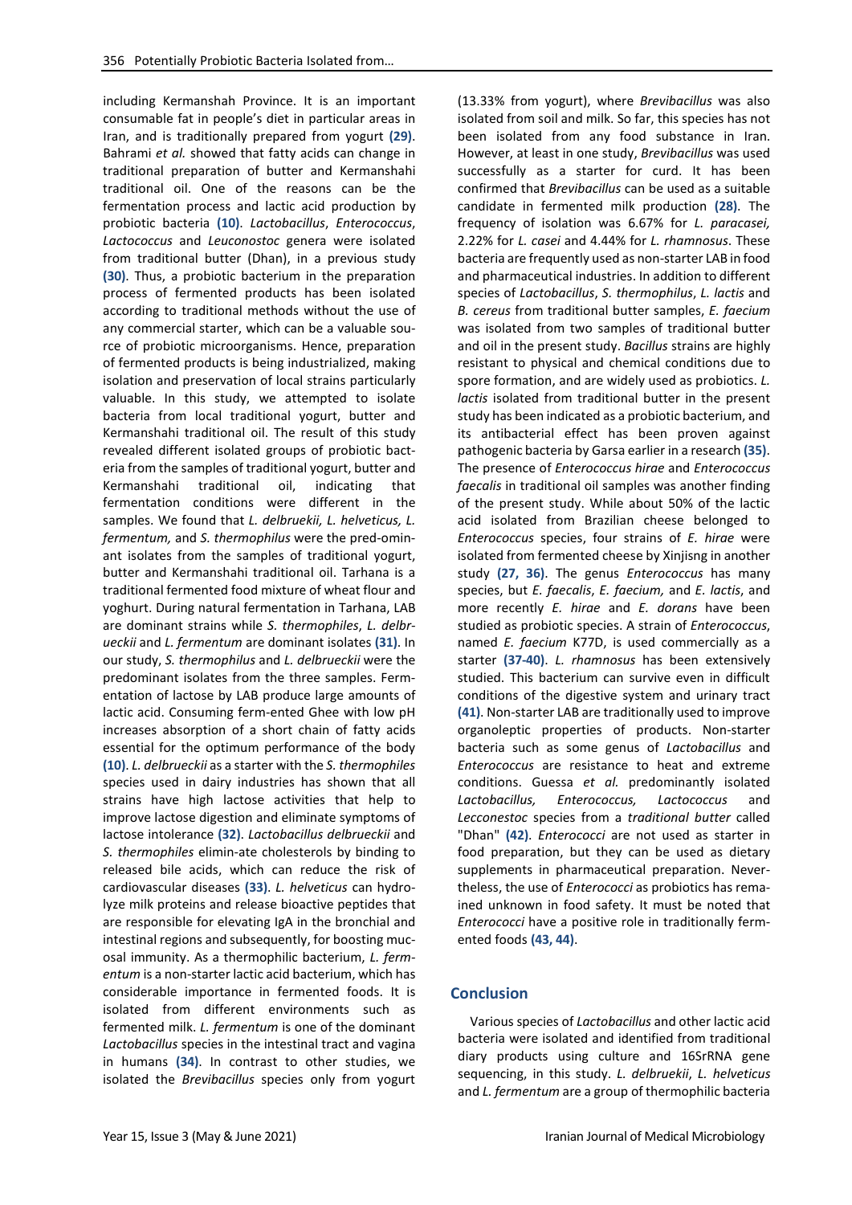including Kermanshah Province. It is an important consumable fat in people's diet in particular areas in Iran, and is traditionally prepared from yogurt **(29)**. Bahrami *et al.* showed that fatty acids can change in traditional preparation of butter and Kermanshahi traditional oil. One of the reasons can be the fermentation process and lactic acid production by probiotic bacteria **(10)**. *Lactobacillus*, *Enterococcus*, *Lactococcus* and *Leuconostoc* genera were isolated from traditional butter (Dhan), in a previous study **(30)**. Thus, a probiotic bacterium in the preparation process of fermented products has been isolated according to traditional methods without the use of any commercial starter, which can be a valuable source of probiotic microorganisms. Hence, preparation of fermented products is being industrialized, making isolation and preservation of local strains particularly valuable. In this study, we attempted to isolate bacteria from local traditional yogurt, butter and Kermanshahi traditional oil. The result of this study revealed different isolated groups of probiotic bacteria from the samples of traditional yogurt, butter and Kermanshahi traditional oil, indicating that fermentation conditions were different in the samples. We found that *L. delbruekii, L. helveticus, L. fermentum,* and *S. thermophilus* were the predominant isolates from the samples of traditional yogurt, butter and Kermanshahi traditional oil. Tarhana is a traditional fermented food mixture of wheat flour and yoghurt. During natural fermentation in Tarhana, LAB are dominant strains while *S. thermophiles*, *L. delbrueckii* and *L. fermentum* are dominant isolates **(31)**. In our study, *S. thermophilus* and *L. delbrueckii* were the predominant isolates from the three samples. Fermentation of lactose by LAB produce large amounts of lactic acid. Consuming fermented Ghee with low pH increases absorption of a short chain of fatty acids essential for the optimum performance of the body **(10)**. *L. delbrueckii* as a starter with the *S. thermophiles* species used in dairy industries has shown that all strains have high lactose activities that help to improve lactose digestion and eliminate symptoms of lactose intolerance **(32)**. *Lactobacillus delbrueckii* and *S. thermophiles* eliminate cholesterols by binding to released bile acids, which can reduce the risk of cardiovascular diseases **(33)**. *L. helveticus* can hydrolyze milk proteins and release bioactive peptides that are responsible for elevating IgA in the bronchial and intestinal regions and subsequently, for boosting mucosal immunity. As a thermophilic bacterium, *L. fermentum* is a non-starter lactic acid bacterium, which has considerable importance in fermented foods. It is isolated from different environments such as fermented milk. *L. fermentum* is one of the dominant *Lactobacillus* species in the intestinal tract and vagina in humans **(34)**. In contrast to other studies, we isolated the *Brevibacillus* species only from yogurt (13.33% from yogurt), where *Brevibacillus* was also isolated from soil and milk. So far, this species has not been isolated from any food substance in Iran. However, at least in one study, *Brevibacillus* was used successfully as a starter for curd. It has been confirmed that *Brevibacillus* can be used as a suitable candidate in fermented milk production **(28)**. The frequency of isolation was 6.67% for *L. paracasei,* 2.22% for *L. casei* and 4.44% for *L. rhamnosus*. These bacteria are frequently used as non-starter LAB in food and pharmaceutical industries. In addition to different species of *Lactobacillus*, *S. thermophilus*, *L. lactis* and *B. cereus* from traditional butter samples, *E. faecium* was isolated from two samples of traditional butter and oil in the present study. *Bacillus* strains are highly resistant to physical and chemical conditions due to spore formation, and are widely used as probiotics. *L. lactis* isolated from traditional butter in the present study has been indicated as a probiotic bacterium, and its antibacterial effect has been proven against pathogenic bacteria by Garsa earlier in a research **(35)**. The presence of *Enterococcus hirae* and *Enterococcus faecalis* in traditional oil samples was another finding of the present study. While about 50% of the lactic acid isolated from Brazilian cheese belonged to *Enterococcus* species, four strains of *E. hirae* were isolated from fermented cheese by Xinjisng in another study **(27, 36)**. The genus *Enterococcus* has many species, but *E. faecalis*, *E. faecium,* and *E. lactis*, and more recently *E. hirae* and *E. dorans* have been studied as probiotic species. A strain of *Enterococcus*, named *E. faecium* K77D, is used commercially as a starter **(37-40)**. *L. rhamnosus* has been extensively studied. This bacterium can survive even in difficult conditions of the digestive system and urinary tract **(41)**. Non-starter LAB are traditionally used to improve organoleptic properties of products. Non-starter bacteria such as some genus of *Lactobacillus* and *Enterococcus* are resistance to heat and extreme conditions. Guessa *et al.* predominantly isolated *Lactobacillus, Enterococcus, Lactococcus* and *Lecconestoc* species from a *traditional butter* called "Dhan" **(42)**. *Enterococci* are not used as starter in food preparation, but they can be used as dietary supplements in pharmaceutical preparation. Nevertheless, the use of *Enterococci* as probiotics has remained unknown in food safety. It must be noted that *Enterococci* have a positive role in traditionally fermented foods **(43, 44)**.

## Conclusion

Various species of *Lactobacillus* and other lactic acid bacteria were isolated and identified from traditional diary products using culture and 16SrRNA gene sequencing, in this study. *L. delbruekii*, *L. helveticus* and *L. fermentum* are a group of thermophilic bacteria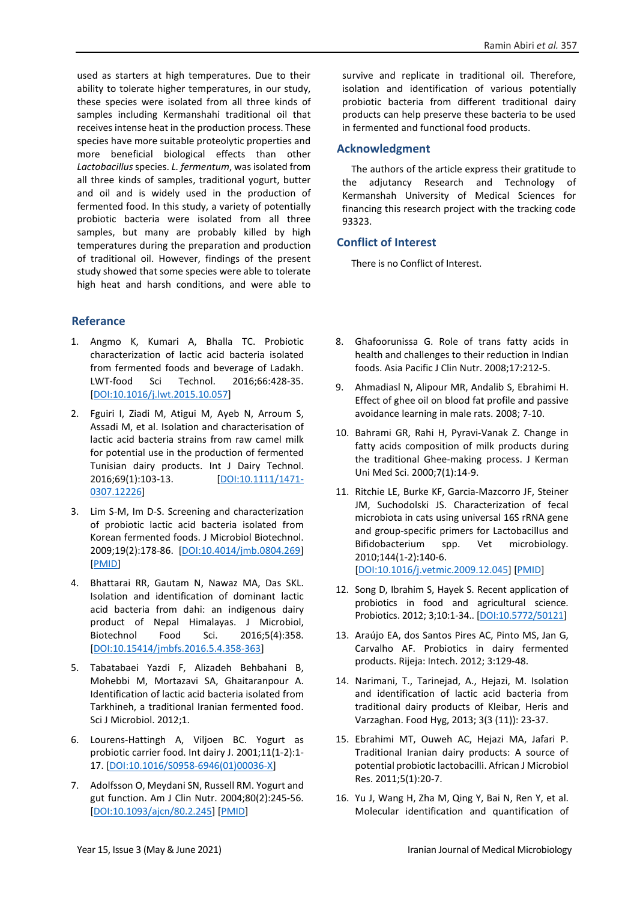used as starters at high temperatures. Due to their ability to tolerate higher temperatures, in our study, these species were isolated from all three kinds of samples including Kermanshahi traditional oil that receives intense heat in the production process. These species have more suitable proteolytic properties and more beneficial biological effects than other *Lactobacillus* species. *L. fermentum*, was isolated from all three kinds of samples, traditional yogurt, butter and oil and is widely used in the production of fermented food. In this study, a variety of potentially probiotic bacteria were isolated from all three samples, but many are probably killed by high temperatures during the preparation and production of traditional oil. However, findings of the present study showed that some species were able to tolerate high heat and harsh conditions, and were able to survive and replicate in traditional oil. Therefore, isolation and identification of various potentially probiotic bacteria from different traditional dairy products can help preserve these bacteria to be used in fermented and functional food products.

## Acknowledgment

The authors of the article express their gratitude to the adjutancy Research and Technology of Kermanshah University of Medical Sciences for financing this research project with the tracking code 93323.

## Conflict of Interest

There is no Conflict of Interest.

## Referance

1. Angmo K, Kumari A, Bhalla TC. Probiotic characterization of lactic acid bacteria isolated from fermented foods and beverage of Ladakh. LWT-food Sci Technol. 2016;66:428-35. [DOI:10.1016/j.lwt.2015.10.057]
2. Fguiri I, Ziadi M, Atigui M, Ayeb N, Arroum S, Assadi M, et al. Isolation and characterisation of lactic acid bacteria strains from raw camel milk for potential use in the production of fermented Tunisian dairy products. Int J Dairy Technol. 2016;69(1):103-13. [DOI:10.1111/1471-0307.12226]
3. Lim S-M, Im D-S. Screening and characterization of probiotic lactic acid bacteria isolated from Korean fermented foods. J Microbiol Biotechnol. 2009;19(2):178-86. [DOI:10.4014/jmb.0804.269] [PMID]
4. Bhattarai RR, Gautam N, Nawaz MA, Das SKL. Isolation and identification of dominant lactic acid bacteria from dahi: an indigenous dairy product of Nepal Himalayas. J Microbiol, Biotechnol Food Sci. 2016;5(4):358. [DOI:10.15414/jmbfs.2016.5.4.358-363]
5. Tabatabaei Yazdi F, Alizadeh Behbahani B, Mohebbi M, Mortazavi SA, Ghaitaranpour A. Identification of lactic acid bacteria isolated from Tarkhineh, a traditional Iranian fermented food. Sci J Microbiol. 2012;1.
6. Lourens-Hattingh A, Viljoen BC. Yogurt as probiotic carrier food. Int dairy J. 2001;11(1-2):1-17. [DOI:10.1016/S0958-6946(01)00036-X]
7. Adolfsson O, Meydani SN, Russell RM. Yogurt and gut function. Am J Clin Nutr. 2004;80(2):245-56. [DOI:10.1093/ajcn/80.2.245] [PMID]
8. Ghafoorunissa G. Role of trans fatty acids in health and challenges to their reduction in Indian foods. Asia Pacific J Clin Nutr. 2008;17:212-5.
9. Ahmadiasl N, Alipour MR, Andalib S, Ebrahimi H. Effect of ghee oil on blood fat profile and passive avoidance learning in male rats. 2008; 7-10.
10. Bahrami GR, Rahi H, Pyravi-Vanak Z. Change in fatty acids composition of milk products during the traditional Ghee-making process. J Kerman Uni Med Sci. 2000;7(1):14-9.
11. Ritchie LE, Burke KF, Garcia-Mazcorro JF, Steiner JM, Suchodolski JS. Characterization of fecal microbiota in cats using universal 16S rRNA gene and group-specific primers for Lactobacillus and Bifidobacterium spp. Vet microbiology. 2010;144(1-2):140-6. [DOI:10.1016/j.vetmic.2009.12.045] [PMID]
12. Song D, Ibrahim S, Hayek S. Recent application of probiotics in food and agricultural science. Probiotics. 2012; 3;10:1-34.. [DOI:10.5772/50121]
13. Araújo EA, dos Santos Pires AC, Pinto MS, Jan G, Carvalho AF. Probiotics in dairy fermented products. Rijeja: Intech. 2012; 3:129-48.
14. Narimani, T., Tarinejad, A., Hejazi, M. Isolation and identification of lactic acid bacteria from traditional dairy products of Kleibar, Heris and Varzaghan. Food Hyg, 2013; 3(3 (11)): 23-37.
15. Ebrahimi MT, Ouweh AC, Hejazi MA, Jafari P. Traditional Iranian dairy products: A source of potential probiotic lactobacilli. African J Microbiol Res. 2011;5(1):20-7.
16. Yu J, Wang H, Zha M, Qing Y, Bai N, Ren Y, et al. Molecular identification and quantification of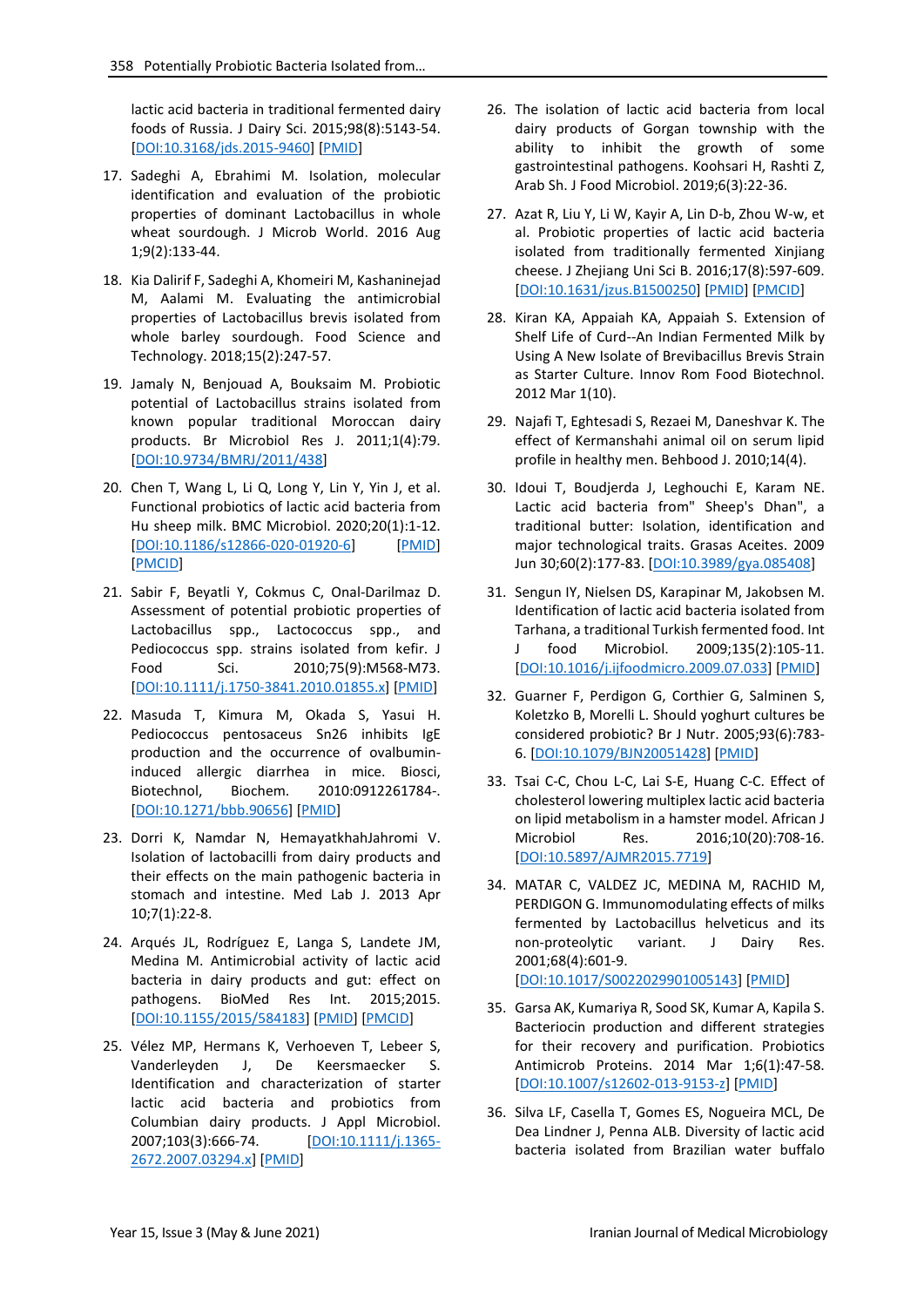lactic acid bacteria in traditional fermented dairy foods of Russia. J Dairy Sci. 2015;98(8):5143-54. [DOI:10.3168/jds.2015-9460] [PMID]

17. Sadeghi A, Ebrahimi M. Isolation, molecular identification and evaluation of the probiotic properties of dominant Lactobacillus in whole wheat sourdough. J Microb World. 2016 Aug 1;9(2):133-44.

18. Kia Dalirif F, Sadeghi A, Khomeiri M, Kashaninejad M, Aalami M. Evaluating the antimicrobial properties of Lactobacillus brevis isolated from whole barley sourdough. Food Science and Technology. 2018;15(2):247-57.

19. Jamaly N, Benjouad A, Bouksaim M. Probiotic potential of Lactobacillus strains isolated from known popular traditional Moroccan dairy products. Br Microbiol Res J. 2011;1(4):79. [DOI:10.9734/BMRJ/2011/438]

20. Chen T, Wang L, Li Q, Long Y, Lin Y, Yin J, et al. Functional probiotics of lactic acid bacteria from Hu sheep milk. BMC Microbiol. 2020;20(1):1-12. [DOI:10.1186/s12866-020-01920-6] [PMID] [PMCID]

21. Sabir F, Beyatli Y, Cokmus C, Onal-Darilmaz D. Assessment of potential probiotic properties of Lactobacillus spp., Lactococcus spp., and Pediococcus spp. strains isolated from kefir. J Food Sci. 2010;75(9):M568-M73. [DOI:10.1111/j.1750-3841.2010.01855.x] [PMID]

22. Masuda T, Kimura M, Okada S, Yasui H. Pediococcus pentosaceus Sn26 inhibits IgE production and the occurrence of ovalbumin-induced allergic diarrhea in mice. Biosci, Biotechnol, Biochem. 2010:0912261784-. [DOI:10.1271/bbb.90656] [PMID]

23. Dorri K, Namdar N, HemayatkhahJahromi V. Isolation of lactobacilli from dairy products and their effects on the main pathogenic bacteria in stomach and intestine. Med Lab J. 2013 Apr 10;7(1):22-8.

24. Arqués JL, Rodríguez E, Langa S, Landete JM, Medina M. Antimicrobial activity of lactic acid bacteria in dairy products and gut: effect on pathogens. BioMed Res Int. 2015;2015. [DOI:10.1155/2015/584183] [PMID] [PMCID]

25. Vélez MP, Hermans K, Verhoeven T, Lebeer S, Vanderleyden J, De Keersmaecker S. Identification and characterization of starter lactic acid bacteria and probiotics from Columbian dairy products. J Appl Microbiol. 2007;103(3):666-74. [DOI:10.1111/j.1365-2672.2007.03294.x] [PMID]

26. The isolation of lactic acid bacteria from local dairy products of Gorgan township with the ability to inhibit the growth of some gastrointestinal pathogens. Koohsari H, Rashti Z, Arab Sh. J Food Microbiol. 2019;6(3):22-36.

27. Azat R, Liu Y, Li W, Kayir A, Lin D-b, Zhou W-w, et al. Probiotic properties of lactic acid bacteria isolated from traditionally fermented Xinjiang cheese. J Zhejiang Uni Sci B. 2016;17(8):597-609. [DOI:10.1631/jzus.B1500250] [PMID] [PMCID]

28. Kiran KA, Appaiah KA, Appaiah S. Extension of Shelf Life of Curd--An Indian Fermented Milk by Using A New Isolate of Brevibacillus Brevis Strain as Starter Culture. Innov Rom Food Biotechnol. 2012 Mar 1(10).

29. Najafi T, Eghtesadi S, Rezaei M, Daneshvar K. The effect of Kermanshahi animal oil on serum lipid profile in healthy men. Behbood J. 2010;14(4).

30. Idoui T, Boudjerda J, Leghouchi E, Karam NE. Lactic acid bacteria from" Sheep's Dhan", a traditional butter: Isolation, identification and major technological traits. Grasas Aceites. 2009 Jun 30;60(2):177-83. [DOI:10.3989/gya.085408]

31. Sengun IY, Nielsen DS, Karapinar M, Jakobsen M. Identification of lactic acid bacteria isolated from Tarhana, a traditional Turkish fermented food. Int J food Microbiol. 2009;135(2):105-11. [DOI:10.1016/j.ijfoodmicro.2009.07.033] [PMID]

32. Guarner F, Perdigon G, Corthier G, Salminen S, Koletzko B, Morelli L. Should yoghurt cultures be considered probiotic? Br J Nutr. 2005;93(6):783-6. [DOI:10.1079/BJN20051428] [PMID]

33. Tsai C-C, Chou L-C, Lai S-E, Huang C-C. Effect of cholesterol lowering multiplex lactic acid bacteria on lipid metabolism in a hamster model. African J Microbiol Res. 2016;10(20):708-16. [DOI:10.5897/AJMR2015.7719]

34. MATAR C, VALDEZ JC, MEDINA M, RACHID M, PERDIGON G. Immunomodulating effects of milks fermented by Lactobacillus helveticus and its non-proteolytic variant. J Dairy Res. 2001;68(4):601-9. [DOI:10.1017/S0022029901005143] [PMID]

35. Garsa AK, Kumariya R, Sood SK, Kumar A, Kapila S. Bacteriocin production and different strategies for their recovery and purification. Probiotics Antimicrob Proteins. 2014 Mar 1;6(1):47-58. [DOI:10.1007/s12602-013-9153-z] [PMID]

36. Silva LF, Casella T, Gomes ES, Nogueira MCL, De Dea Lindner J, Penna ALB. Diversity of lactic acid bacteria isolated from Brazilian water buffalo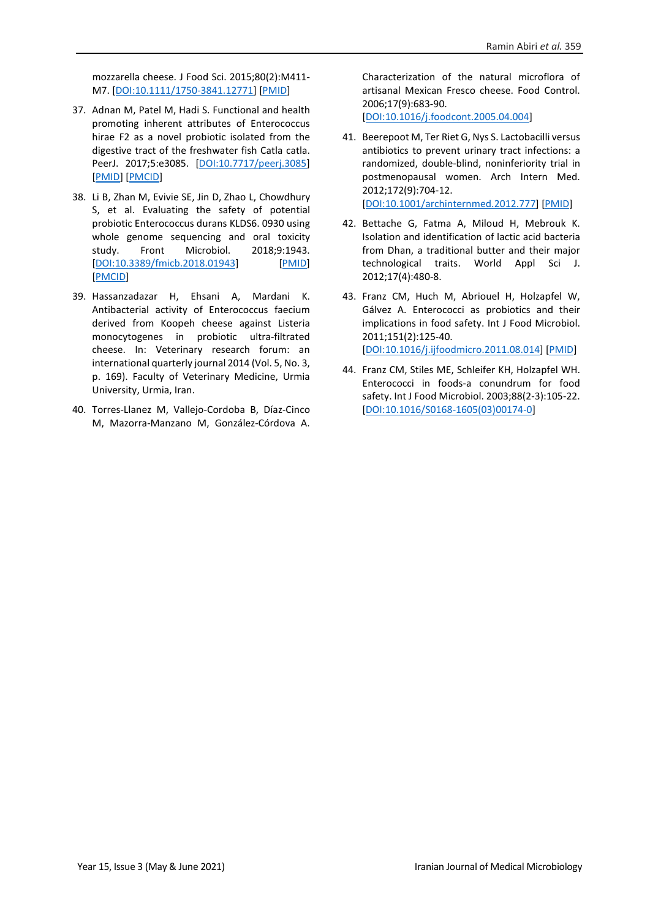mozzarella cheese. J Food Sci. 2015;80(2):M411-M7. [DOI:10.1111/1750-3841.12771] [PMID]

37. Adnan M, Patel M, Hadi S. Functional and health promoting inherent attributes of Enterococcus hirae F2 as a novel probiotic isolated from the digestive tract of the freshwater fish Catla catla. PeerJ. 2017;5:e3085. [DOI:10.7717/peerj.3085] [PMID] [PMCID]

38. Li B, Zhan M, Evivie SE, Jin D, Zhao L, Chowdhury S, et al. Evaluating the safety of potential probiotic Enterococcus durans KLDS6. 0930 using whole genome sequencing and oral toxicity study. Front Microbiol. 2018;9:1943. [DOI:10.3389/fmicb.2018.01943] [PMID] [PMCID]

39. Hassanzadazar H, Ehsani A, Mardani K. Antibacterial activity of Enterococcus faecium derived from Koopeh cheese against Listeria monocytogenes in probiotic ultra-filtrated cheese. In: Veterinary research forum: an international quarterly journal 2014 (Vol. 5, No. 3, p. 169). Faculty of Veterinary Medicine, Urmia University, Urmia, Iran.

40. Torres-Llanez M, Vallejo-Cordoba B, Díaz-Cinco M, Mazorra-Manzano M, González-Córdova A. Characterization of the natural microflora of artisanal Mexican Fresco cheese. Food Control. 2006;17(9):683-90. [DOI:10.1016/j.foodcont.2005.04.004]

41. Beerepoot M, Ter Riet G, Nys S. Lactobacilli versus antibiotics to prevent urinary tract infections: a randomized, double-blind, noninferiority trial in postmenopausal women. Arch Intern Med. 2012;172(9):704-12. [DOI:10.1001/archinternmed.2012.777] [PMID]

42. Bettache G, Fatma A, Miloud H, Mebrouk K. Isolation and identification of lactic acid bacteria from Dhan, a traditional butter and their major technological traits. World Appl Sci J. 2012;17(4):480-8.

43. Franz CM, Huch M, Abriouel H, Holzapfel W, Gálvez A. Enterococci as probiotics and their implications in food safety. Int J Food Microbiol. 2011;151(2):125-40. [DOI:10.1016/j.ijfoodmicro.2011.08.014] [PMID]

44. Franz CM, Stiles ME, Schleifer KH, Holzapfel WH. Enterococci in foods-a conundrum for food safety. Int J Food Microbiol. 2003;88(2-3):105-22. [DOI:10.1016/S0168-1605(03)00174-0]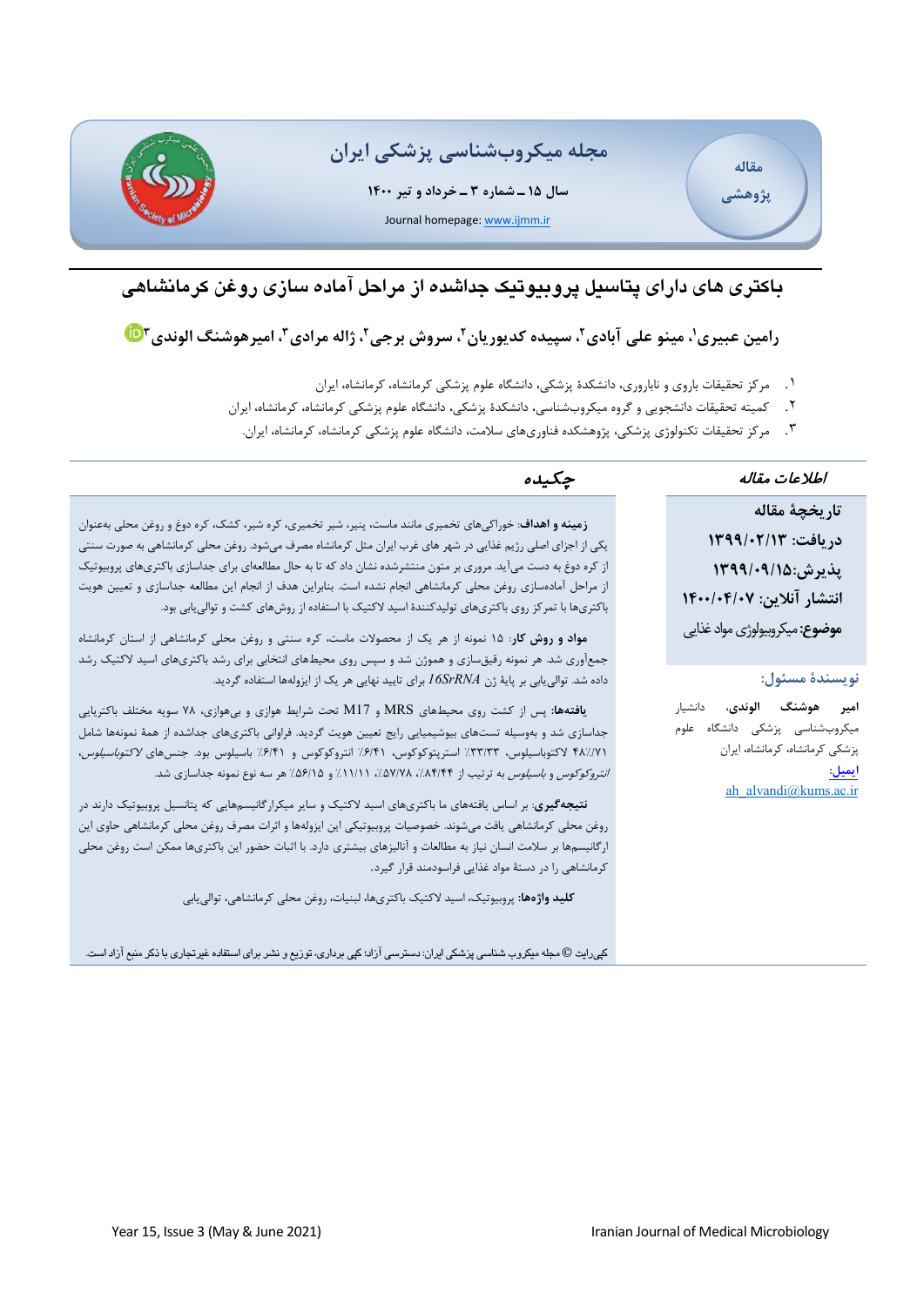مقاله پژوهشی

# مجله میکروب‌شناسی پزشکی ایران

سال ۱۵ ـ شماره ۳ ـ خرداد و تیر ۱۴۰۰

Journal homepage: www.ijmm.ir

## باکتری های دارای پتاسیل پروبیوتیک جداشده از مراحل آماده سازی روغن کرمانشاهی

**رامین عبیری[۱]، مینو علی آبادی[۲]، سپیده کدیوریان[۲]، سروش برجی[۲]، ژاله مرادی[۳]، امیرهوشنگ الوندی[۳]**

۱. مرکز تحقیقات باروی و ناباروری، دانشکدهٔ پزشکی، دانشگاه علوم پزشکی کرمانشاه، کرمانشاه، ایران

۲. کمیته تحقیقات دانشجویی و گروه میکروب‌شناسی، دانشکدهٔ پزشکی، دانشگاه علوم پزشکی کرمانشاه، کرمانشاه، ایران

۳. مرکز تحقیقات تکنولوژی پزشکی، پژوهشکده فناوری‌های سلامت، دانشگاه علوم پزشکی کرمانشاه، کرمانشاه، ایران.

### اطلاعات مقاله

**تاریخچهٔ مقاله**

**دریافت:** ۱۳۹۹/۰۲/۱۳

**پذیرش:** ۱۳۹۹/۰۹/۱۵

**انتشار آنلاین:** ۱۴۰۰/۰۴/۰۷

**موضوع:** میکروبیولوژی مواد غذایی

**نویسندهٔ مسئول:**

**امیر هوشنگ الوندی**، دانشیار میکروب‌شناسی پزشکی دانشگاه علوم پزشکی کرمانشاه، کرمانشاه، ایران

**ایمیل:**

ah_alvandi@kums.ac.ir

### چکیده

**زمینه و اهداف:** خوراکی‌های تخمیری مانند ماست، پنیر، شیر تخمیری، کره شیر، کشک، کره دوغ و روغن محلی به‌عنوان یکی از اجزای اصلی رژیم غذایی در شهر های غرب ایران مثل کرمانشاه مصرف می‌شود. روغن محلی کرمانشاهی به صورت سنتی از کره دوغ به دست می‌آید. مروری بر متون منتشرشده نشان داد که تا به حال مطالعه‌ای برای جداسازی باکتری‌های پروبیوتیک از مراحل آماده‌سازی روغن محلی کرمانشاهی انجام نشده است. بنابراین هدف از انجام این مطالعه جداسازی و تعیین هویت باکتری‌ها با تمرکز روی باکتری‌های تولیدکنندهٔ اسید لاکتیک با استفاده از روش‌های کشت و توالی‌یابی بود.

**مواد و روش کار:** ۱۵ نمونه از هر یک از محصولات ماست، کره سنتی و روغن محلی کرمانشاهی از استان کرمانشاه جمع‌آوری شد. هر نمونه رقیق‌سازی و هموژن شد و سپس روی محیط‌های انتخابی برای رشد باکتری‌های اسید لاکتیک رشد داده شد. توالی‌یابی بر پایهٔ ژن *16SrRNA* برای تایید نهایی هر یک از ایزوله‌ها استفاده گردید.

**یافته‌ها:** پس از کشت روی محیط‌های MRS و M17 تحت شرایط هوازی و بی‌هوازی، ۷۸ سویه مختلف باکتریایی جداسازی شد و به‌وسیله تست‌های بیوشیمیایی رایج تعیین هویت گردید. فراوانی باکتری‌های جداشده از همهٔ نمونه‌ها شامل ۴۸/۷۱٪ لاکتوباسیلوس، ۳۳/۳۳٪ استرپتوکوکوس، ۶/۴۱٪ انتروکوکوس و ۶/۴۱٪ باسیلوس بود. جنس‌های *لاکتوباسیلوس*، *انتروکوکوس* و *باسیلوس* به ترتیب از ۸۴/۴۴٪، ۵۷/۷۸٪، ۱۱/۱۱٪ و ۵۶/۱۵٪ هر سه نوع نمونه جداسازی شد.

**نتیجه‌گیری:** بر اساس یافته‌های ما باکتری‌های اسید لاکتیک و سایر میکروارگانیسم‌هایی که پتانسیل پروبیوتیک دارند در روغن محلی کرمانشاهی یافت می‌شوند. خصوصیات پروبیوتیکی این ایزوله‌ها و اثرات مصرف روغن محلی کرمانشاهی حاوی این ارگانیسم‌ها بر سلامت انسان نیاز به مطالعات و آنالیزهای بیشتری دارد. با اثبات حضور این باکتری‌ها ممکن است روغن محلی کرمانشاهی را در دستهٔ مواد غذایی فراسودمند قرار گیرد.

**کلید واژه‌ها:** پروبیوتیک، اسید لاکتیک باکتری‌ها، لبنیات، روغن محلی کرمانشاهی، توالی‌یابی

کپی‌رایت © مجله میکروب شناسی پزشکی ایران: دسترسی آزاد؛ کپی برداری، توزیع و نشر برای استفاده غیرتجاری با ذکر منبع آزاد است.